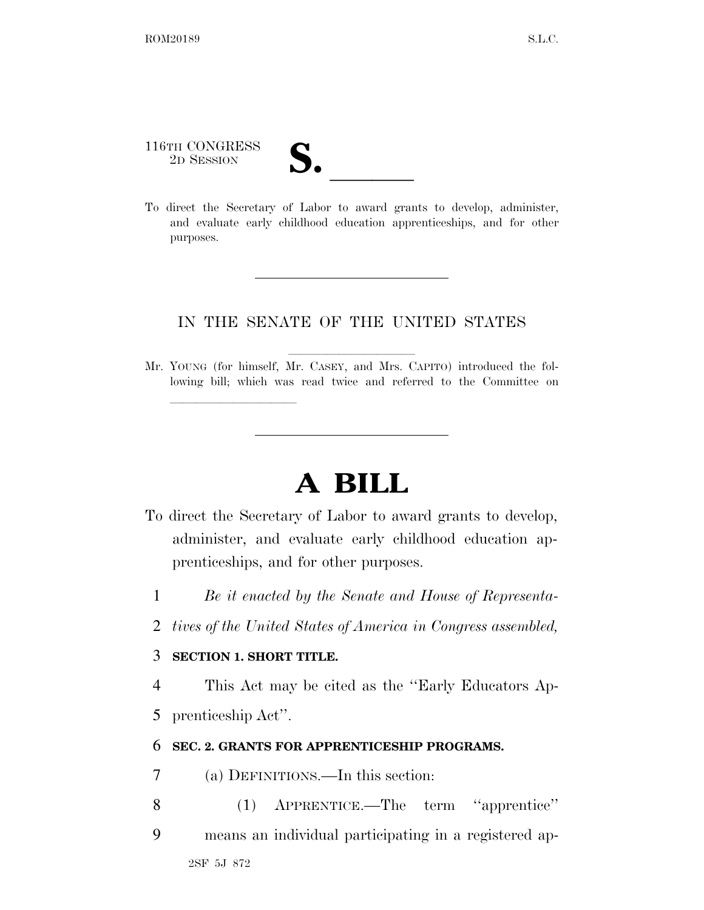116TH CONGRESS
2D SESSION

# S. ______

To direct the Secretary of Labor to award grants to develop, administer, and evaluate early childhood education apprenticeships, and for other purposes.

---

IN THE SENATE OF THE UNITED STATES

Mr. YOUNG (for himself, Mr. CASEY, and Mrs. CAPITO) introduced the following bill; which was read twice and referred to the Committee on ______________

---

# A BILL

To direct the Secretary of Labor to award grants to develop, administer, and evaluate early childhood education apprenticeships, and for other purposes.

1 *Be it enacted by the Senate and House of Representa-*
2 *tives of the United States of America in Congress assembled,*

3 **SECTION 1. SHORT TITLE.**

4 This Act may be cited as the "Early Educators Ap-
5 prenticeship Act".

6 **SEC. 2. GRANTS FOR APPRENTICESHIP PROGRAMS.**

7 (a) DEFINITIONS.—In this section:

8 (1) APPRENTICE.—The term "apprentice"
9 means an individual participating in a registered ap-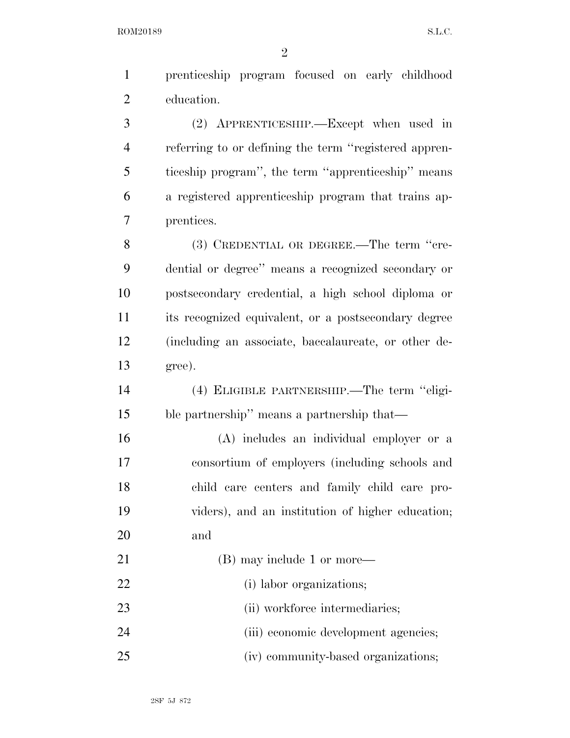prenticeship program focused on early childhood education.

(2) APPRENTICESHIP.—Except when used in referring to or defining the term ''registered apprenticeship program'', the term ''apprenticeship'' means a registered apprenticeship program that trains apprentices.

(3) CREDENTIAL OR DEGREE.—The term ''credential or degree'' means a recognized secondary or postsecondary credential, a high school diploma or its recognized equivalent, or a postsecondary degree (including an associate, baccalaureate, or other degree).

(4) ELIGIBLE PARTNERSHIP.—The term ''eligible partnership'' means a partnership that—

(A) includes an individual employer or a consortium of employers (including schools and child care centers and family child care providers), and an institution of higher education; and

(B) may include 1 or more—

(i) labor organizations;

(ii) workforce intermediaries;

(iii) economic development agencies;

(iv) community-based organizations;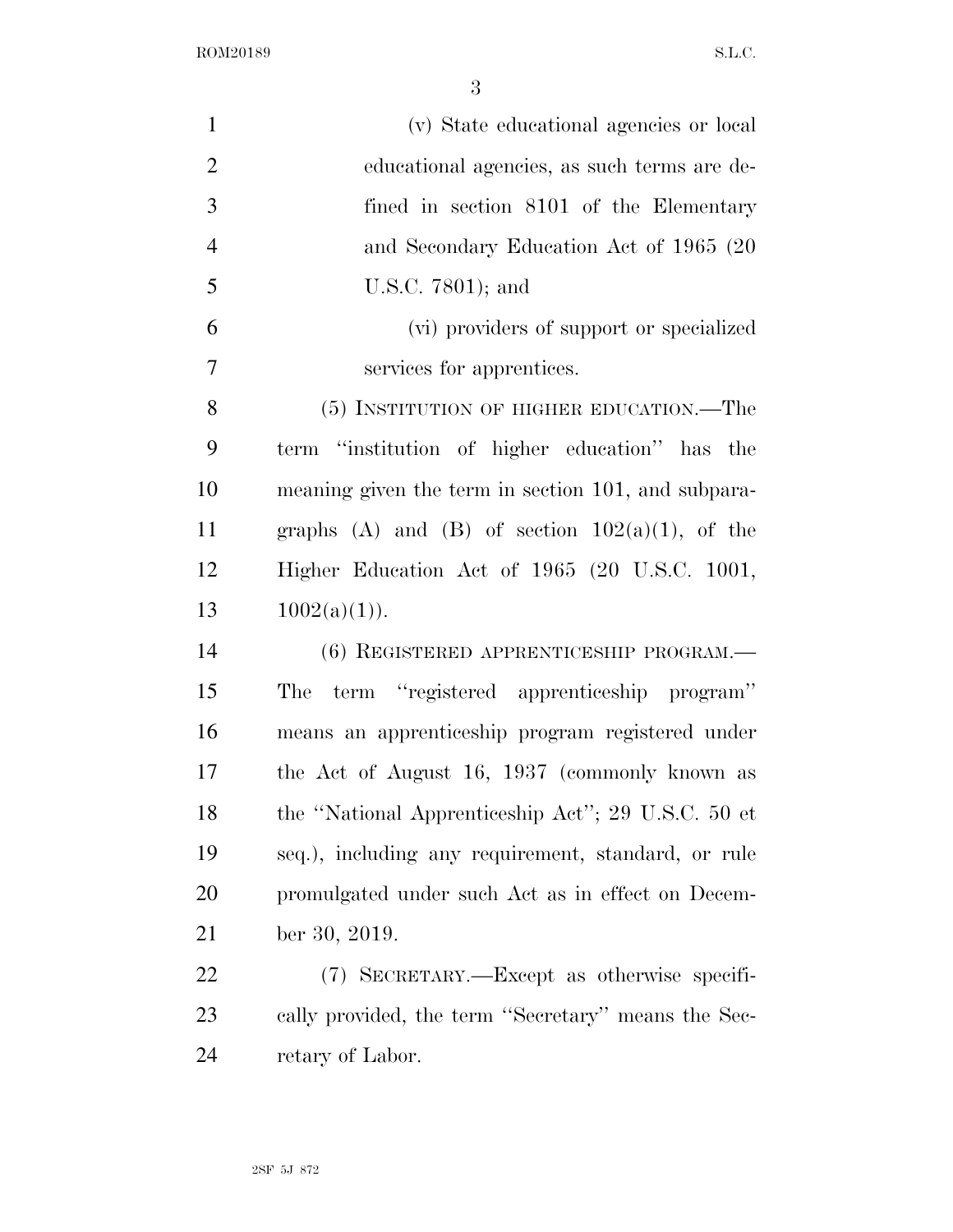(v) State educational agencies or local educational agencies, as such terms are defined in section 8101 of the Elementary and Secondary Education Act of 1965 (20 U.S.C. 7801); and

(vi) providers of support or specialized services for apprentices.

(5) INSTITUTION OF HIGHER EDUCATION.—The term ''institution of higher education'' has the meaning given the term in section 101, and subparagraphs (A) and (B) of section 102(a)(1), of the Higher Education Act of 1965 (20 U.S.C. 1001, 1002(a)(1)).

(6) REGISTERED APPRENTICESHIP PROGRAM.—The term ''registered apprenticeship program'' means an apprenticeship program registered under the Act of August 16, 1937 (commonly known as the ''National Apprenticeship Act''; 29 U.S.C. 50 et seq.), including any requirement, standard, or rule promulgated under such Act as in effect on December 30, 2019.

(7) SECRETARY.—Except as otherwise specifically provided, the term ''Secretary'' means the Secretary of Labor.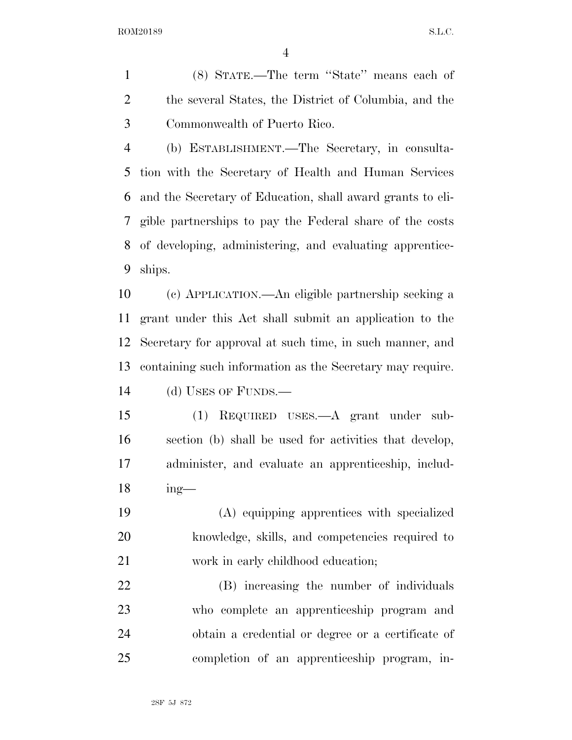(8) STATE.—The term "State" means each of the several States, the District of Columbia, and the Commonwealth of Puerto Rico.

(b) ESTABLISHMENT.—The Secretary, in consultation with the Secretary of Health and Human Services and the Secretary of Education, shall award grants to eligible partnerships to pay the Federal share of the costs of developing, administering, and evaluating apprenticeships.

(c) APPLICATION.—An eligible partnership seeking a grant under this Act shall submit an application to the Secretary for approval at such time, in such manner, and containing such information as the Secretary may require.

(d) USES OF FUNDS.—

(1) REQUIRED USES.—A grant under subsection (b) shall be used for activities that develop, administer, and evaluate an apprenticeship, including—

(A) equipping apprentices with specialized knowledge, skills, and competencies required to work in early childhood education;

(B) increasing the number of individuals who complete an apprenticeship program and obtain a credential or degree or a certificate of completion of an apprenticeship program, in-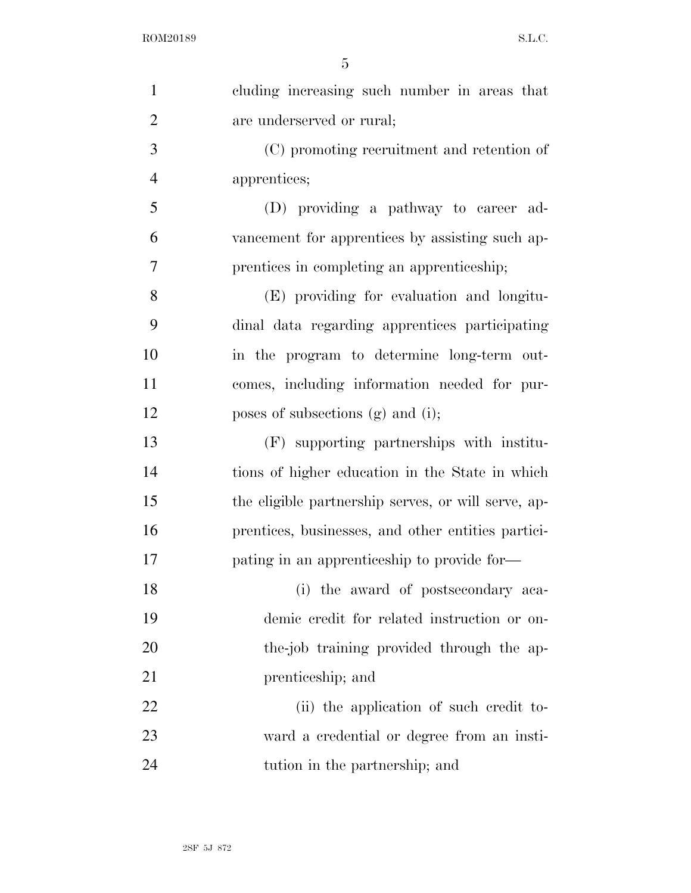cluding increasing such number in areas that are underserved or rural;

(C) promoting recruitment and retention of apprentices;

(D) providing a pathway to career advancement for apprentices by assisting such apprentices in completing an apprenticeship;

(E) providing for evaluation and longitudinal data regarding apprentices participating in the program to determine long-term outcomes, including information needed for purposes of subsections (g) and (i);

(F) supporting partnerships with institutions of higher education in the State in which the eligible partnership serves, or will serve, apprentices, businesses, and other entities participating in an apprenticeship to provide for—

(i) the award of postsecondary academic credit for related instruction or on-the-job training provided through the apprenticeship; and

(ii) the application of such credit toward a credential or degree from an institution in the partnership; and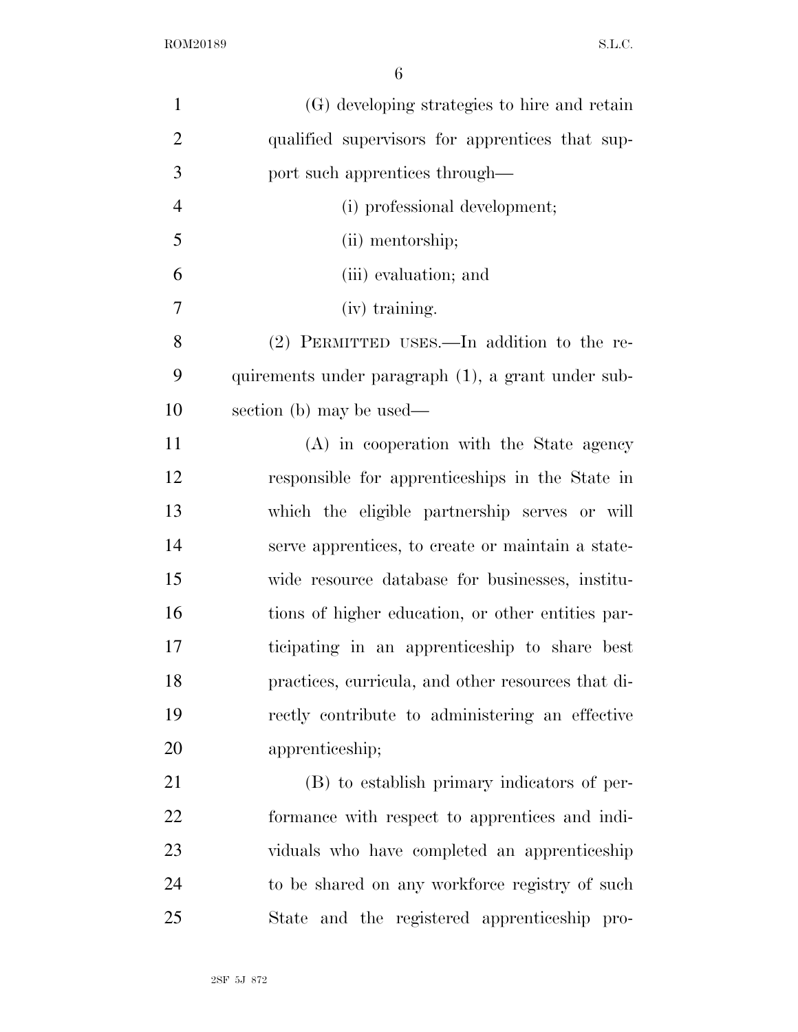(G) developing strategies to hire and retain qualified supervisors for apprentices that support such apprentices through—

(i) professional development;

(ii) mentorship;

(iii) evaluation; and

(iv) training.

(2) PERMITTED USES.—In addition to the requirements under paragraph (1), a grant under subsection (b) may be used—

(A) in cooperation with the State agency responsible for apprenticeships in the State in which the eligible partnership serves or will serve apprentices, to create or maintain a statewide resource database for businesses, institutions of higher education, or other entities participating in an apprenticeship to share best practices, curricula, and other resources that directly contribute to administering an effective apprenticeship;

(B) to establish primary indicators of performance with respect to apprentices and individuals who have completed an apprenticeship to be shared on any workforce registry of such State and the registered apprenticeship pro-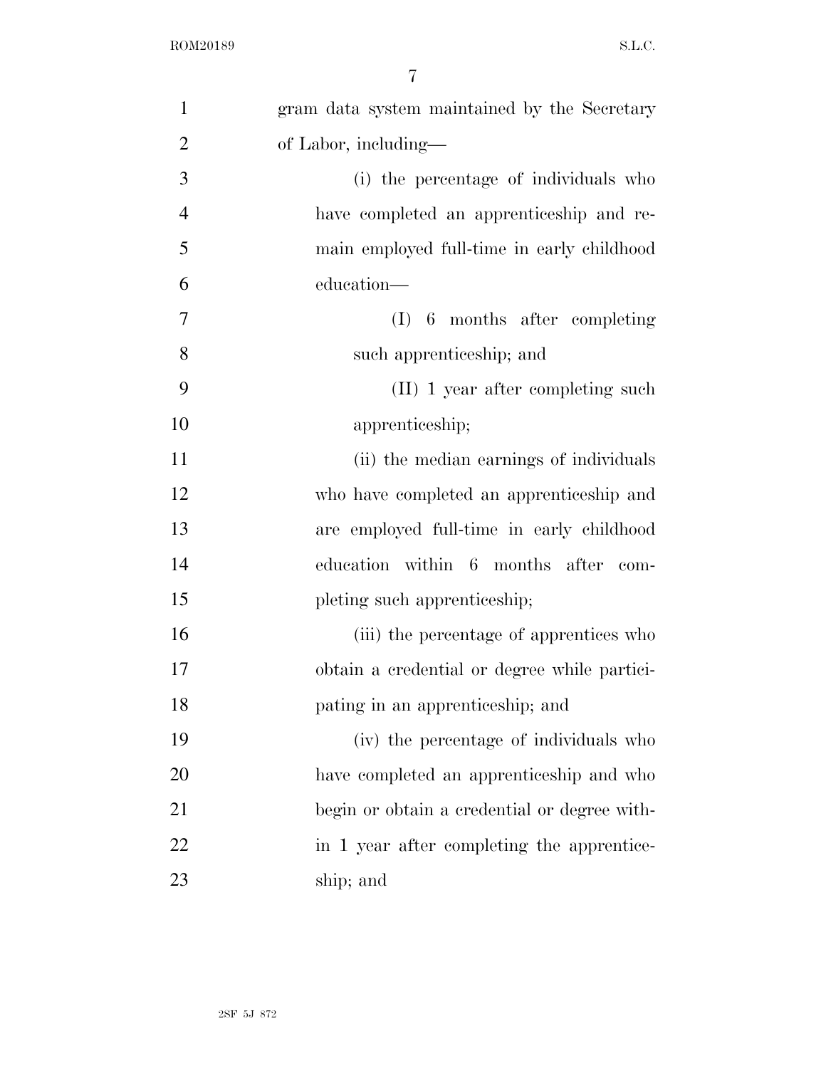gram data system maintained by the Secretary of Labor, including—

(i) the percentage of individuals who have completed an apprenticeship and remain employed full-time in early childhood education—

(I) 6 months after completing such apprenticeship; and

(II) 1 year after completing such apprenticeship;

(ii) the median earnings of individuals who have completed an apprenticeship and are employed full-time in early childhood education within 6 months after completing such apprenticeship;

(iii) the percentage of apprentices who obtain a credential or degree while participating in an apprenticeship; and

(iv) the percentage of individuals who have completed an apprenticeship and who begin or obtain a credential or degree within 1 year after completing the apprenticeship; and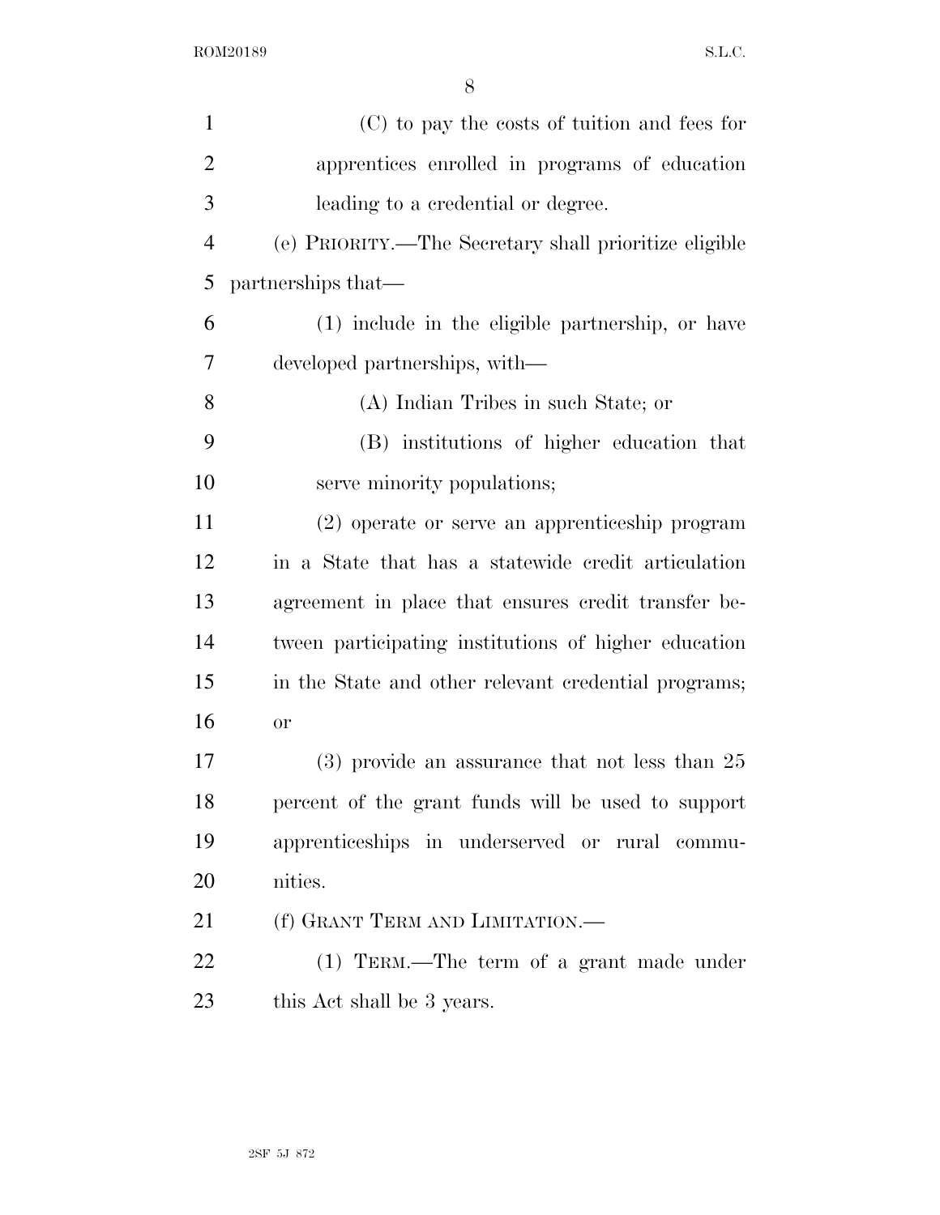(C) to pay the costs of tuition and fees for apprentices enrolled in programs of education leading to a credential or degree.

(e) PRIORITY.—The Secretary shall prioritize eligible partnerships that—

(1) include in the eligible partnership, or have developed partnerships, with—

(A) Indian Tribes in such State; or

(B) institutions of higher education that serve minority populations;

(2) operate or serve an apprenticeship program in a State that has a statewide credit articulation agreement in place that ensures credit transfer between participating institutions of higher education in the State and other relevant credential programs; or

(3) provide an assurance that not less than 25 percent of the grant funds will be used to support apprenticeships in underserved or rural communities.

(f) GRANT TERM AND LIMITATION.—

(1) TERM.—The term of a grant made under this Act shall be 3 years.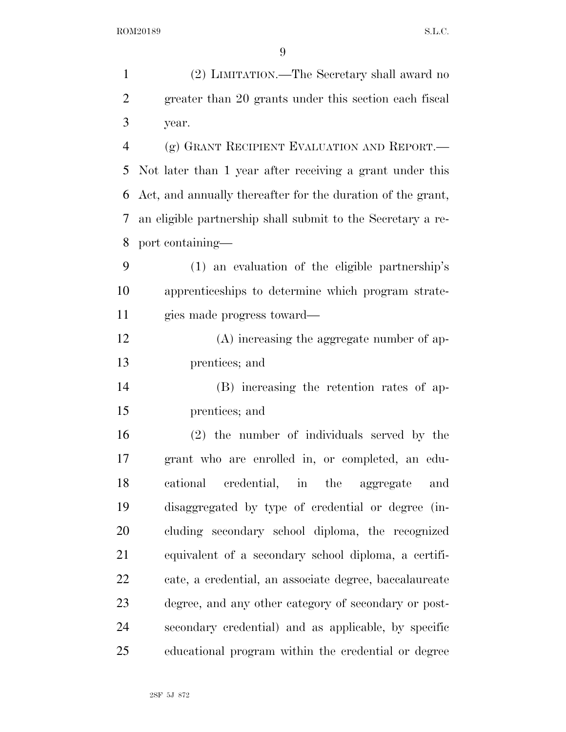(2) LIMITATION.—The Secretary shall award no greater than 20 grants under this section each fiscal year.

(g) GRANT RECIPIENT EVALUATION AND REPORT.—Not later than 1 year after receiving a grant under this Act, and annually thereafter for the duration of the grant, an eligible partnership shall submit to the Secretary a report containing—

(1) an evaluation of the eligible partnership's apprenticeships to determine which program strategies made progress toward—

(A) increasing the aggregate number of apprentices; and

(B) increasing the retention rates of apprentices; and

(2) the number of individuals served by the grant who are enrolled in, or completed, an educational credential, in the aggregate and disaggregated by type of credential or degree (including secondary school diploma, the recognized equivalent of a secondary school diploma, a certificate, a credential, an associate degree, baccalaureate degree, and any other category of secondary or postsecondary credential) and as applicable, by specific educational program within the credential or degree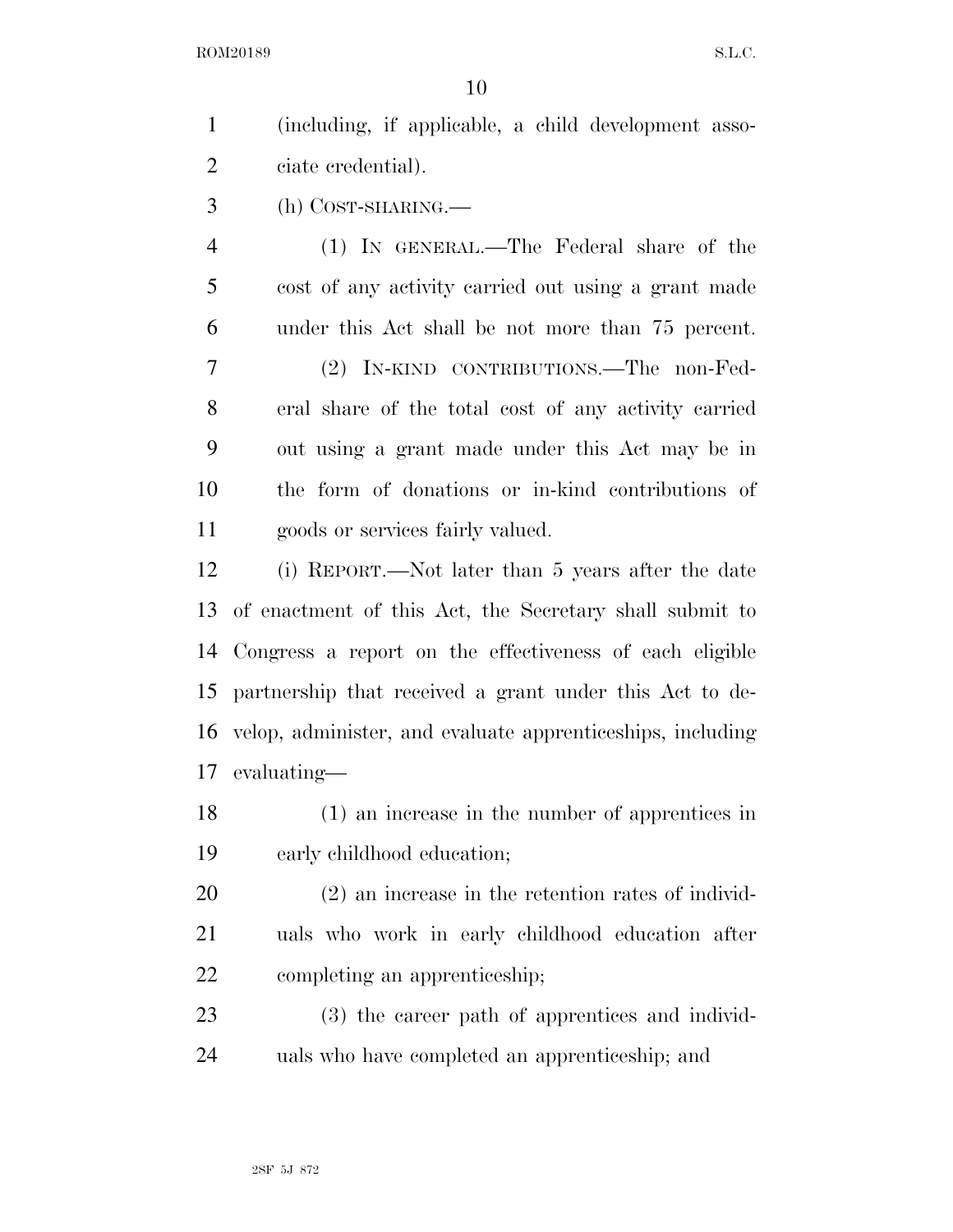(including, if applicable, a child development associate credential).

(h) COST-SHARING.—

(1) IN GENERAL.—The Federal share of the cost of any activity carried out using a grant made under this Act shall be not more than 75 percent.

(2) IN-KIND CONTRIBUTIONS.—The non-Federal share of the total cost of any activity carried out using a grant made under this Act may be in the form of donations or in-kind contributions of goods or services fairly valued.

(i) REPORT.—Not later than 5 years after the date of enactment of this Act, the Secretary shall submit to Congress a report on the effectiveness of each eligible partnership that received a grant under this Act to develop, administer, and evaluate apprenticeships, including evaluating—

(1) an increase in the number of apprentices in early childhood education;

(2) an increase in the retention rates of individuals who work in early childhood education after completing an apprenticeship;

(3) the career path of apprentices and individuals who have completed an apprenticeship; and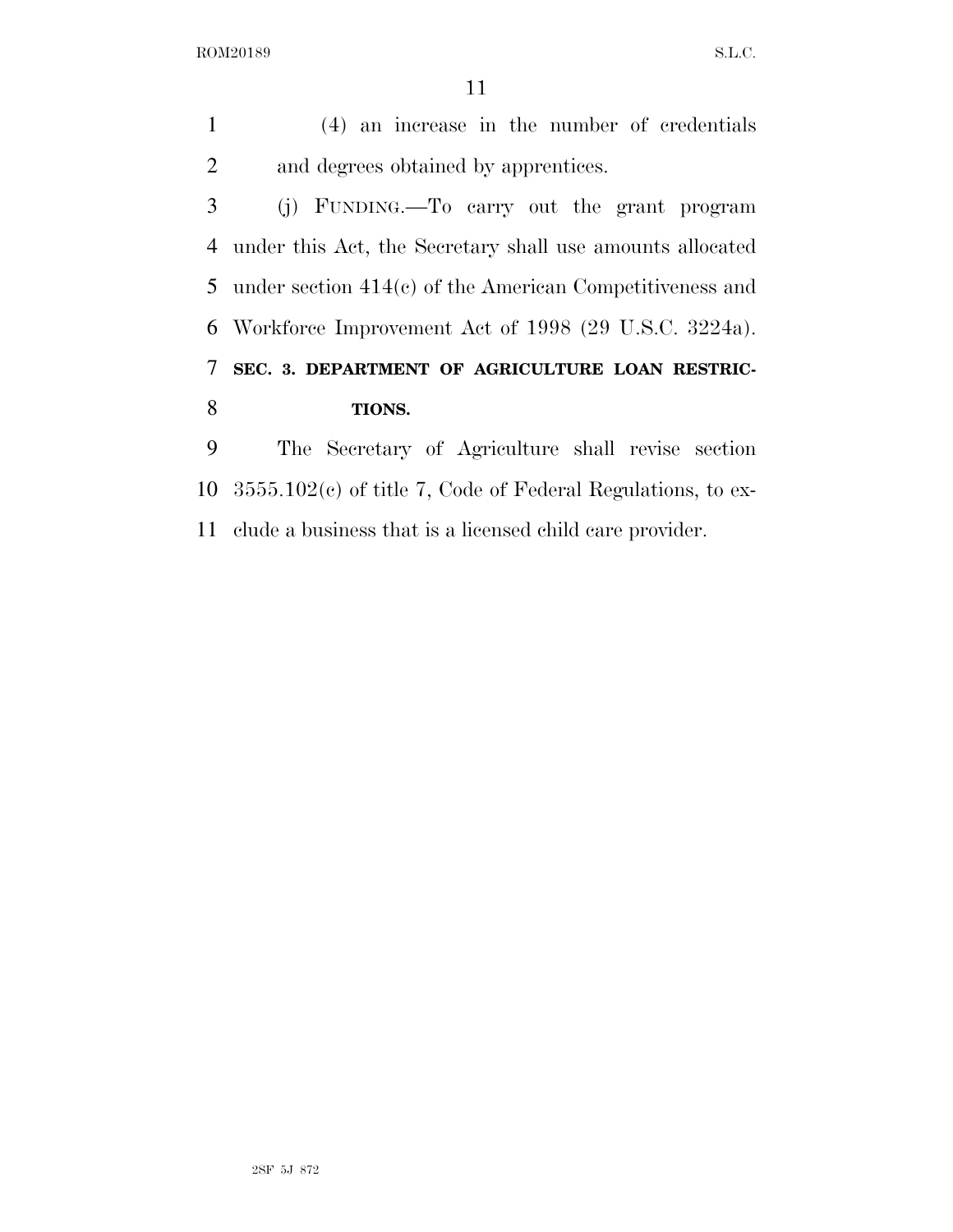(4) an increase in the number of credentials and degrees obtained by apprentices.

(j) FUNDING.—To carry out the grant program under this Act, the Secretary shall use amounts allocated under section 414(c) of the American Competitiveness and Workforce Improvement Act of 1998 (29 U.S.C. 3224a).

## SEC. 3. DEPARTMENT OF AGRICULTURE LOAN RESTRICTIONS.

The Secretary of Agriculture shall revise section 3555.102(c) of title 7, Code of Federal Regulations, to exclude a business that is a licensed child care provider.